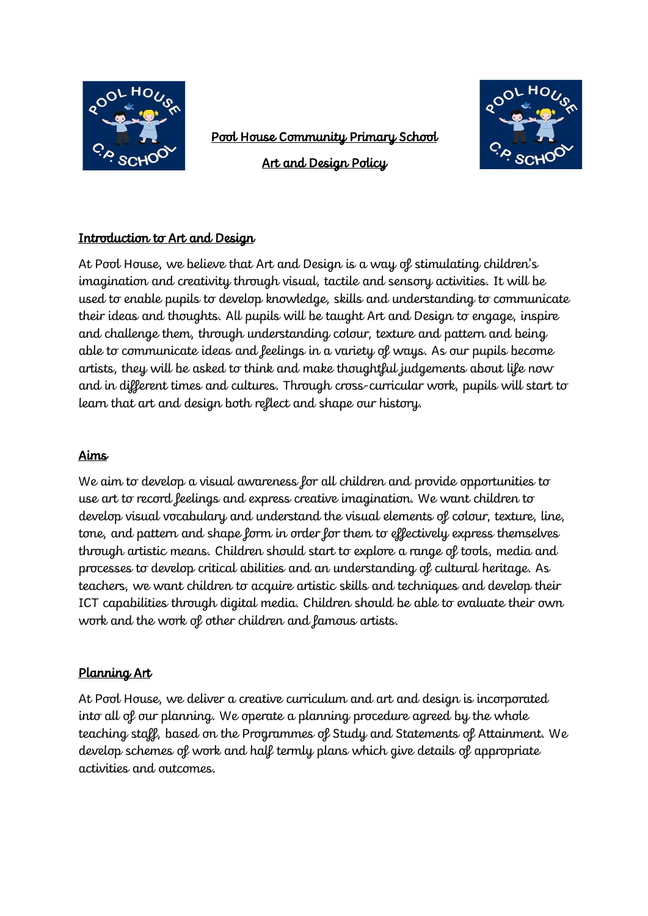# Pool House Community Primary School

## Art and Design Policy

### Introduction to Art and Design

At Pool House, we believe that Art and Design is a way of stimulating children's imagination and creativity through visual, tactile and sensory activities. It will be used to enable pupils to develop knowledge, skills and understanding to communicate their ideas and thoughts. All pupils will be taught Art and Design to engage, inspire and challenge them, through understanding colour, texture and pattern and being able to communicate ideas and feelings in a variety of ways. As our pupils become artists, they will be asked to think and make thoughtful judgements about life now and in different times and cultures. Through cross-curricular work, pupils will start to learn that art and design both reflect and shape our history.

### Aims

We aim to develop a visual awareness for all children and provide opportunities to use art to record feelings and express creative imagination. We want children to develop visual vocabulary and understand the visual elements of colour, texture, line, tone, and pattern and shape form in order for them to effectively express themselves through artistic means. Children should start to explore a range of tools, media and processes to develop critical abilities and an understanding of cultural heritage. As teachers, we want children to acquire artistic skills and techniques and develop their ICT capabilities through digital media. Children should be able to evaluate their own work and the work of other children and famous artists.

### Planning Art

At Pool House, we deliver a creative curriculum and art and design is incorporated into all of our planning. We operate a planning procedure agreed by the whole teaching staff, based on the Programmes of Study and Statements of Attainment. We develop schemes of work and half termly plans which give details of appropriate activities and outcomes.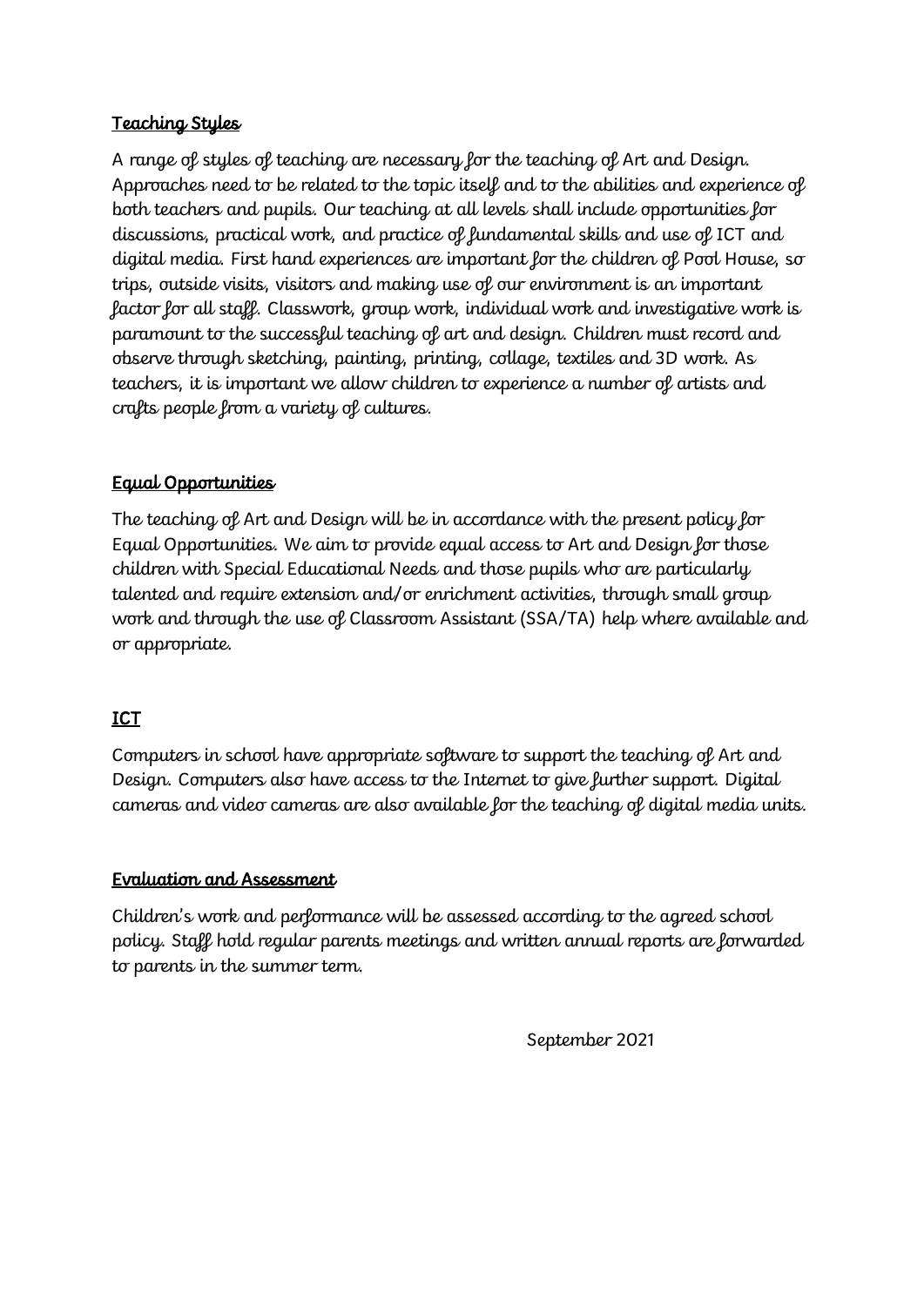## Teaching Styles

A range of styles of teaching are necessary for the teaching of Art and Design. Approaches need to be related to the topic itself and to the abilities and experience of both teachers and pupils. Our teaching at all levels shall include opportunities for discussions, practical work, and practice of fundamental skills and use of ICT and digital media. First hand experiences are important for the children of Pool House, so trips, outside visits, visitors and making use of our environment is an important factor for all staff. Classwork, group work, individual work and investigative work is paramount to the successful teaching of art and design. Children must record and observe through sketching, painting, printing, collage, textiles and 3D work. As teachers, it is important we allow children to experience a number of artists and crafts people from a variety of cultures.

## Equal Opportunities

The teaching of Art and Design will be in accordance with the present policy for Equal Opportunities. We aim to provide equal access to Art and Design for those children with Special Educational Needs and those pupils who are particularly talented and require extension and/or enrichment activities, through small group work and through the use of Classroom Assistant (SSA/TA) help where available and or appropriate.

## ICT

Computers in school have appropriate software to support the teaching of Art and Design. Computers also have access to the Internet to give further support. Digital cameras and video cameras are also available for the teaching of digital media units.

## Evaluation and Assessment

Children's work and performance will be assessed according to the agreed school policy. Staff hold regular parents meetings and written annual reports are forwarded to parents in the summer term.

September 2021